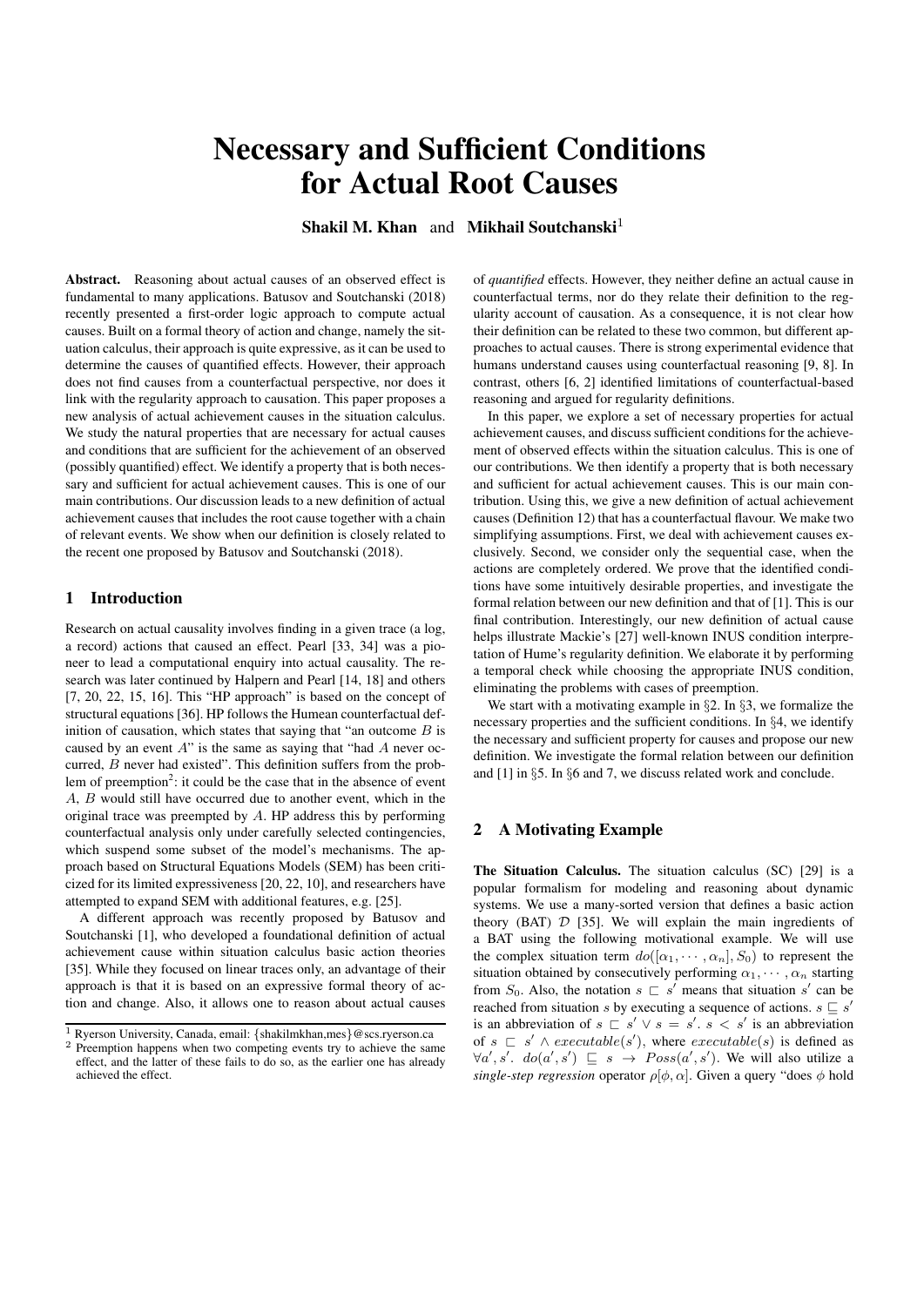# Necessary and Sufficient Conditions for Actual Root Causes

**Shakil M. Khan** and **Mikhail Soutchanski**[1]

**Abstract.** Reasoning about actual causes of an observed effect is fundamental to many applications. Batusov and Soutchanski (2018) recently presented a first-order logic approach to compute actual causes. Built on a formal theory of action and change, namely the situation calculus, their approach is quite expressive, as it can be used to determine the causes of quantified effects. However, their approach does not find causes from a counterfactual perspective, nor does it link with the regularity approach to causation. This paper proposes a new analysis of actual achievement causes in the situation calculus. We study the natural properties that are necessary for actual causes and conditions that are sufficient for the achievement of an observed (possibly quantified) effect. We identify a property that is both necessary and sufficient for actual achievement causes. This is one of our main contributions. Our discussion leads to a new definition of actual achievement causes that includes the root cause together with a chain of relevant events. We show when our definition is closely related to the recent one proposed by Batusov and Soutchanski (2018).

## 1 Introduction

Research on actual causality involves finding in a given trace (a log, a record) actions that caused an effect. Pearl [33, 34] was a pioneer to lead a computational enquiry into actual causality. The research was later continued by Halpern and Pearl [14, 18] and others [7, 20, 22, 15, 16]. This "HP approach" is based on the concept of structural equations [36]. HP follows the Humean counterfactual definition of causation, which states that saying that "an outcome $B$ is caused by an event $A$" is the same as saying that "had $A$ never occurred, $B$ never had existed". This definition suffers from the problem of preemption[2]: it could be the case that in the absence of event $A$, $B$ would still have occurred due to another event, which in the original trace was preempted by $A$. HP address this by performing counterfactual analysis only under carefully selected contingencies, which suspend some subset of the model's mechanisms. The approach based on Structural Equations Models (SEM) has been criticized for its limited expressiveness [20, 22, 10], and researchers have attempted to expand SEM with additional features, e.g. [25].

A different approach was recently proposed by Batusov and Soutchanski [1], who developed a foundational definition of actual achievement cause within situation calculus basic action theories [35]. While they focused on linear traces only, an advantage of their approach is that it is based on an expressive formal theory of action and change. Also, it allows one to reason about actual causes of *quantified* effects. However, they neither define an actual cause in counterfactual terms, nor do they relate their definition to the regularity account of causation. As a consequence, it is not clear how their definition can be related to these two common, but different approaches to actual causes. There is strong experimental evidence that humans understand causes using counterfactual reasoning [9, 8]. In contrast, others [6, 2] identified limitations of counterfactual-based reasoning and argued for regularity definitions.

In this paper, we explore a set of necessary properties for actual achievement causes, and discuss sufficient conditions for the achievement of observed effects within the situation calculus. This is one of our contributions. We then identify a property that is both necessary and sufficient for actual achievement causes. This is our main contribution. Using this, we give a new definition of actual achievement causes (Definition 12) that has a counterfactual flavour. We make two simplifying assumptions. First, we deal with achievement causes exclusively. Second, we consider only the sequential case, when the actions are completely ordered. We prove that the identified conditions have some intuitively desirable properties, and investigate the formal relation between our new definition and that of [1]. This is our final contribution. Interestingly, our new definition of actual cause helps illustrate Mackie's [27] well-known INUS condition interpretation of Hume's regularity definition. We elaborate it by performing a temporal check while choosing the appropriate INUS condition, eliminating the problems with cases of preemption.

We start with a motivating example in §2. In §3, we formalize the necessary properties and the sufficient conditions. In §4, we identify the necessary and sufficient property for causes and propose our new definition. We investigate the formal relation between our definition and [1] in §5. In §6 and 7, we discuss related work and conclude.

## 2 A Motivating Example

**The Situation Calculus.** The situation calculus (SC) [29] is a popular formalism for modeling and reasoning about dynamic systems. We use a many-sorted version that defines a basic action theory (BAT) $\mathcal{D}$ [35]. We will explain the main ingredients of a BAT using the following motivational example. We will use the complex situation term $do([\alpha_1, \cdots, \alpha_n], S_0)$ to represent the situation obtained by consecutively performing $\alpha_1, \cdots, \alpha_n$ starting from $S_0$. Also, the notation $s \sqsubset s'$ means that situation $s'$ can be reached from situation $s$ by executing a sequence of actions. $s \sqsubseteq s'$ is an abbreviation of $s \sqsubset s' \vee s = s'$. $s < s'$ is an abbreviation of $s \sqsubset s' \wedge executable(s')$, where $executable(s)$ is defined as $\forall a', s'.\ do(a', s') \sqsubseteq s \rightarrow Poss(a', s')$. We will also utilize a *single-step regression* operator $\rho[\phi, \alpha]$. Given a query "does $\phi$ hold

---

[1] Ryerson University, Canada, email: {shakilmkhan,mes}@scs.ryerson.ca

[2] Preemption happens when two competing events try to achieve the same effect, and the latter of these fails to do so, as the earlier one has already achieved the effect.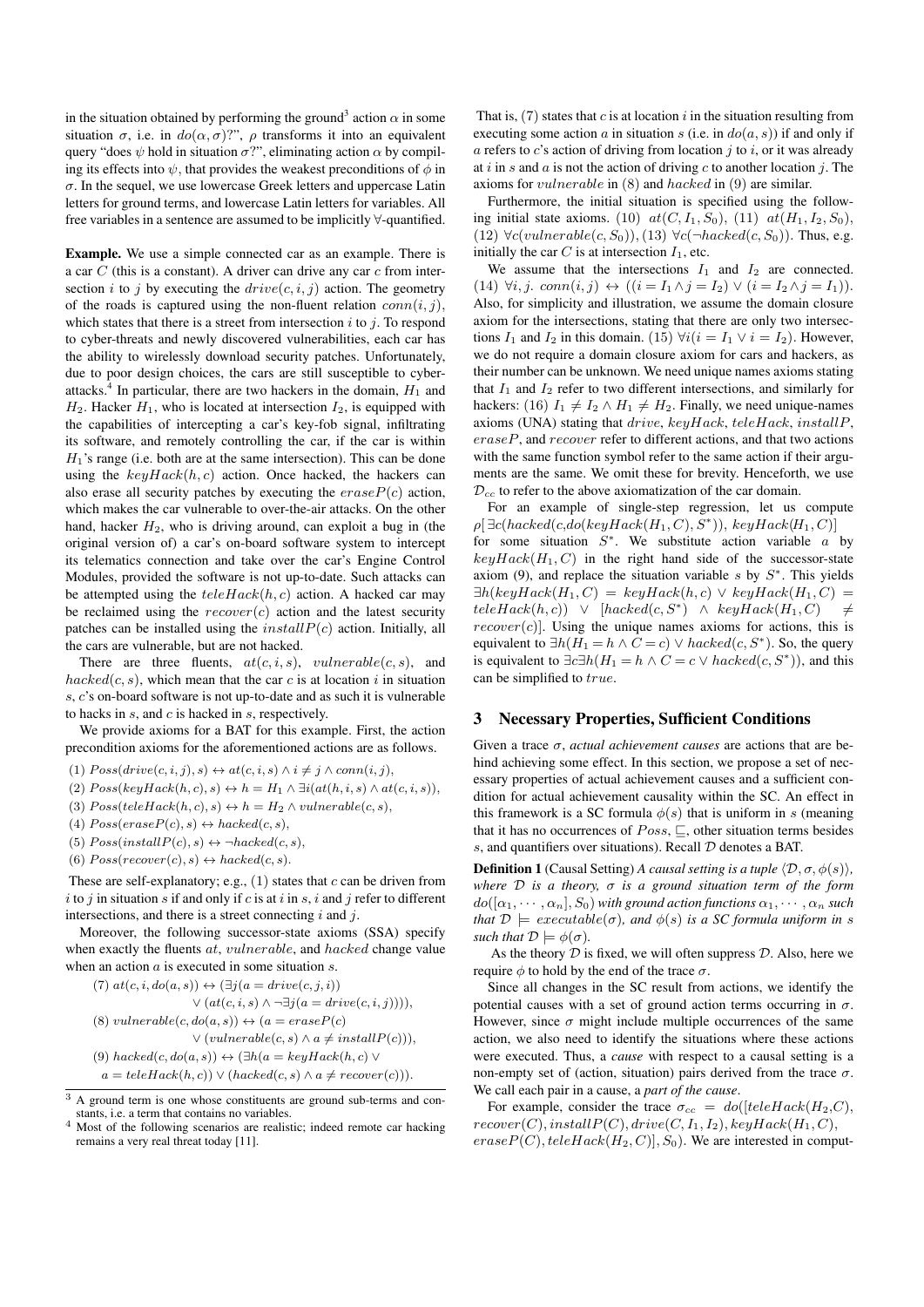in the situation obtained by performing the ground[3] action $\alpha$ in some situation $\sigma$, i.e. in $do(\alpha, \sigma)$?", $\rho$ transforms it into an equivalent query "does $\psi$ hold in situation $\sigma$?", eliminating action $\alpha$ by compiling its effects into $\psi$, that provides the weakest preconditions of $\phi$ in $\sigma$. In the sequel, we use lowercase Greek letters and uppercase Latin letters for ground terms, and lowercase Latin letters for variables. All free variables in a sentence are assumed to be implicitly $\forall$-quantified.

**Example.** We use a simple connected car as an example. There is a car $C$ (this is a constant). A driver can drive any car $c$ from intersection $i$ to $j$ by executing the $drive(c, i, j)$ action. The geometry of the roads is captured using the non-fluent relation $conn(i, j)$, which states that there is a street from intersection $i$ to $j$. To respond to cyber-threats and newly discovered vulnerabilities, each car has the ability to wirelessly download security patches. Unfortunately, due to poor design choices, the cars are still susceptible to cyber-attacks.[4] In particular, there are two hackers in the domain, $H_1$ and $H_2$. Hacker $H_1$, who is located at intersection $I_2$, is equipped with the capabilities of intercepting a car's key-fob signal, infiltrating its software, and remotely controlling the car, if the car is within $H_1$'s range (i.e. both are at the same intersection). This can be done using the $keyHack(h, c)$ action. Once hacked, the hackers can also erase all security patches by executing the $eraseP(c)$ action, which makes the car vulnerable to over-the-air attacks. On the other hand, hacker $H_2$, who is driving around, can exploit a bug in (the original version of) a car's on-board software system to intercept its telematics connection and take over the car's Engine Control Modules, provided the software is not up-to-date. Such attacks can be attempted using the $teleHack(h, c)$ action. A hacked car may be reclaimed using the $recover(c)$ action and the latest security patches can be installed using the $installP(c)$ action. Initially, all the cars are vulnerable, but are not hacked.

There are three fluents, $at(c, i, s)$, $vulnerable(c, s)$, and $hacked(c, s)$, which mean that the car $c$ is at location $i$ in situation $s$, $c$'s on-board software is not up-to-date and as such it is vulnerable to hacks in $s$, and $c$ is hacked in $s$, respectively.

We provide axioms for a BAT for this example. First, the action precondition axioms for the aforementioned actions are as follows.

(1) $Poss(drive(c, i, j), s) \leftrightarrow at(c, i, s) \wedge i \neq j \wedge conn(i, j)$,

(2) $Poss(keyHack(h, c), s) \leftrightarrow h = H_1 \wedge \exists i(at(h, i, s) \wedge at(c, i, s))$,

(3) $Poss(teleHack(h, c), s) \leftrightarrow h = H_2 \wedge vulnerable(c, s)$,

(4) $Poss(eraseP(c), s) \leftrightarrow hacked(c, s)$,

(5) $Poss(installP(c), s) \leftrightarrow \neg hacked(c, s)$,

(6) $Poss(recover(c), s) \leftrightarrow hacked(c, s)$.

These are self-explanatory; e.g., (1) states that $c$ can be driven from $i$ to $j$ in situation $s$ if and only if $c$ is at $i$ in $s$, $i$ and $j$ refer to different intersections, and there is a street connecting $i$ and $j$.

Moreover, the following successor-state axioms (SSA) specify when exactly the fluents $at$, $vulnerable$, and $hacked$ change value when an action $a$ is executed in some situation $s$.

$$(7)\ at(c, i, do(a, s)) \leftrightarrow (\exists j(a = drive(c, j, i)) \vee (at(c, i, s) \wedge \neg \exists j(a = drive(c, i, j)))),$$

$$(8)\ vulnerable(c, do(a, s)) \leftrightarrow (a = eraseP(c) \vee (vulnerable(c, s) \wedge a \neq installP(c))),$$

$$(9)\ hacked(c, do(a, s)) \leftrightarrow (\exists h(a = keyHack(h, c) \vee a = teleHack(h, c)) \vee (hacked(c, s) \wedge a \neq recover(c))).$$

That is, (7) states that $c$ is at location $i$ in the situation resulting from executing some action $a$ in situation $s$ (i.e. in $do(a, s)$) if and only if $a$ refers to $c$'s action of driving from location $j$ to $i$, or it was already at $i$ in $s$ and $a$ is not the action of driving $c$ to another location $j$. The axioms for $vulnerable$ in (8) and $hacked$ in (9) are similar.

Furthermore, the initial situation is specified using the following initial state axioms. (10) $at(C, I_1, S_0)$, (11) $at(H_1, I_2, S_0)$, (12) $\forall c(vulnerable(c, S_0))$, (13) $\forall c(\neg hacked(c, S_0))$. Thus, e.g. initially the car $C$ is at intersection $I_1$, etc.

We assume that the intersections $I_1$ and $I_2$ are connected. (14) $\forall i, j.\ conn(i, j) \leftrightarrow ((i = I_1 \wedge j = I_2) \vee (i = I_2 \wedge j = I_1))$. Also, for simplicity and illustration, we assume the domain closure axiom for the intersections, stating that there are only two intersections $I_1$ and $I_2$ in this domain. (15) $\forall i(i = I_1 \vee i = I_2)$. However, we do not require a domain closure axiom for cars and hackers, as their number can be unknown. We need unique names axioms stating that $I_1$ and $I_2$ refer to two different intersections, and similarly for hackers: (16) $I_1 \neq I_2 \wedge H_1 \neq H_2$. Finally, we need unique-names axioms (UNA) stating that $drive$, $keyHack$, $teleHack$, $installP$, $eraseP$, and $recover$ refer to different actions, and that two actions with the same function symbol refer to the same action if their arguments are the same. We omit these for brevity. Henceforth, we use $\mathcal{D}_{cc}$ to refer to the above axiomatization of the car domain.

For an example of single-step regression, let us compute $\rho[\exists c(hacked(c, do(keyHack(H_1, C), S^*)), keyHack(H_1, C)]$ for some situation $S^*$. We substitute action variable $a$ by $keyHack(H_1, C)$ in the right hand side of the successor-state axiom (9), and replace the situation variable $s$ by $S^*$. This yields $\exists h(keyHack(H_1, C) = keyHack(h, c) \vee keyHack(H_1, C) = teleHack(h, c)) \vee [hacked(c, S^*) \wedge keyHack(H_1, C) \neq recover(c)]$. Using the unique names axioms for actions, this is equivalent to $\exists h(H_1 = h \wedge C = c) \vee hacked(c, S^*)$. So, the query is equivalent to $\exists c \exists h(H_1 = h \wedge C = c \vee hacked(c, S^*))$, and this can be simplified to $true$.

## 3 Necessary Properties, Sufficient Conditions

Given a trace $\sigma$, *actual achievement causes* are actions that are behind achieving some effect. In this section, we propose a set of necessary properties of actual achievement causes and a sufficient condition for actual achievement causality within the SC. An effect in this framework is a SC formula $\phi(s)$ that is uniform in $s$ (meaning that it has no occurrences of $Poss$, $\sqsubseteq$, other situation terms besides $s$, and quantifiers over situations). Recall $\mathcal{D}$ denotes a BAT.

**Definition 1** (Causal Setting) *A causal setting is a tuple $\langle \mathcal{D}, \sigma, \phi(s) \rangle$, where $\mathcal{D}$ is a theory, $\sigma$ is a ground situation term of the form $do([\alpha_1, \cdots, \alpha_n], S_0)$ with ground action functions $\alpha_1, \cdots, \alpha_n$ such that $\mathcal{D} \models executable(\sigma)$, and $\phi(s)$ is a SC formula uniform in $s$ such that $\mathcal{D} \models \phi(\sigma)$.*

As the theory $\mathcal{D}$ is fixed, we will often suppress $\mathcal{D}$. Also, here we require $\phi$ to hold by the end of the trace $\sigma$.

Since all changes in the SC result from actions, we identify the potential causes with a set of ground action terms occurring in $\sigma$. However, since $\sigma$ might include multiple occurrences of the same action, we also need to identify the situations where these actions were executed. Thus, a *cause* with respect to a causal setting is a non-empty set of (action, situation) pairs derived from the trace $\sigma$. We call each pair in a cause, a *part of the cause*.

For example, consider the trace $\sigma_{cc} = do([teleHack(H_2, C), recover(C), installP(C), drive(C, I_1, I_2), keyHack(H_1, C), eraseP(C), teleHack(H_2, C)], S_0)$. We are interested in comput-

---

[3] A ground term is one whose constituents are ground sub-terms and constants, i.e. a term that contains no variables.

[4] Most of the following scenarios are realistic; indeed remote car hacking remains a very real threat today [11].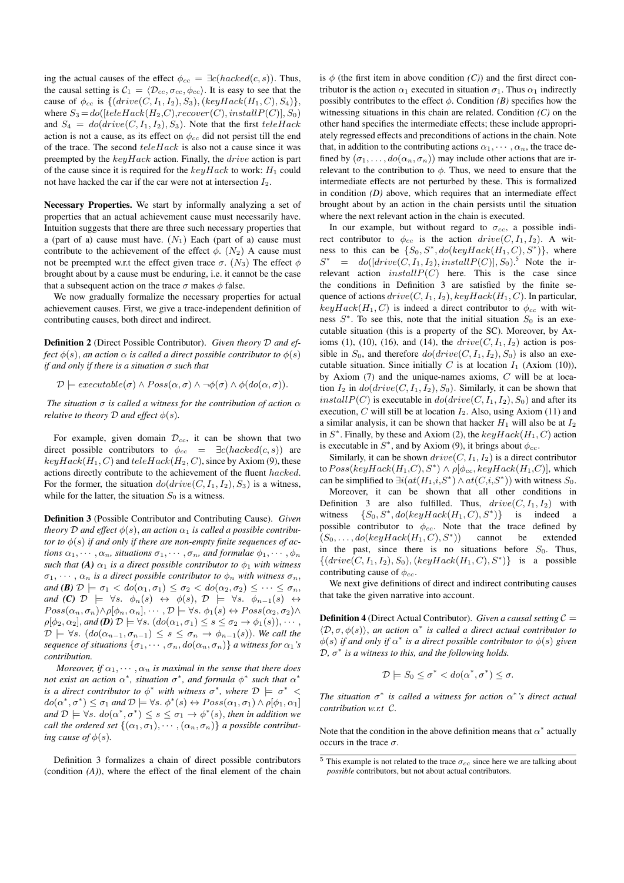ing the actual causes of the effect $\phi_{cc} = \exists c(hacked(c, s))$. Thus, the causal setting is $\mathcal{C}_1 = \langle \mathcal{D}_{cc}, \sigma_{cc}, \phi_{cc} \rangle$. It is easy to see that the cause of $\phi_{cc}$ is $\{(drive(C, I_1, I_2), S_3), (keyHack(H_1, C), S_4)\}$, where $S_3 = do([teleHack(H_2,C), recover(C), installP(C)], S_0)$ and $S_4 = do(drive(C, I_1, I_2), S_3)$. Note that the first $teleHack$ action is not a cause, as its effect on $\phi_{cc}$ did not persist till the end of the trace. The second $teleHack$ is also not a cause since it was preempted by the $keyHack$ action. Finally, the $drive$ action is part of the cause since it is required for the $keyHack$ to work: $H_1$ could not have hacked the car if the car were not at intersection $I_2$.

**Necessary Properties.** We start by informally analyzing a set of properties that an actual achievement cause must necessarily have. Intuition suggests that there are three such necessary properties that a (part of a) cause must have. ($N_1$) Each (part of a) cause must contribute to the achievement of the effect $\phi$. ($N_2$) A cause must not be preempted w.r.t the effect given trace $\sigma$. ($N_3$) The effect $\phi$ brought about by a cause must be enduring, i.e. it cannot be the case that a subsequent action on the trace $\sigma$ makes $\phi$ false.

We now gradually formalize the necessary properties for actual achievement causes. First, we give a trace-independent definition of contributing causes, both direct and indirect.

**Definition 2** (Direct Possible Contributor). *Given theory $\mathcal{D}$ and effect $\phi(s)$, an action $\alpha$ is called a direct possible contributor to $\phi(s)$ if and only if there is a situation $\sigma$ such that*

$$\mathcal{D} \models executable(\sigma) \wedge Poss(\alpha, \sigma) \wedge \neg\phi(\sigma) \wedge \phi(do(\alpha, \sigma)).$$

*The situation $\sigma$ is called a witness for the contribution of action $\alpha$ relative to theory $\mathcal{D}$ and effect $\phi(s)$.*

For example, given domain $\mathcal{D}_{cc}$, it can be shown that two direct possible contributors to $\phi_{cc} = \exists c(hacked(c, s))$ are $keyHack(H_1, C)$ and $teleHack(H_2, C)$, since by Axiom (9), these actions directly contribute to the achievement of the fluent $hacked$. For the former, the situation $do(drive(C, I_1, I_2), S_3)$ is a witness, while for the latter, the situation $S_0$ is a witness.

**Definition 3** (Possible Contributor and Contributing Cause). *Given theory $\mathcal{D}$ and effect $\phi(s)$, an action $\alpha_1$ is called a possible contributor to $\phi(s)$ if and only if there are non-empty finite sequences of actions $\alpha_1, \cdots, \alpha_n$, situations $\sigma_1, \cdots, \sigma_n$, and formulae $\phi_1, \cdots, \phi_n$ such that **(A)** $\alpha_1$ is a direct possible contributor to $\phi_1$ with witness $\sigma_1, \cdots, \alpha_n$ is a direct possible contributor to $\phi_n$ with witness $\sigma_n$, and **(B)** $\mathcal{D} \models \sigma_1 < do(\alpha_1, \sigma_1) \leq \sigma_2 < do(\alpha_2, \sigma_2) \leq \cdots \leq \sigma_n$, and **(C)** $\mathcal{D} \models \forall s.\ \phi_n(s) \leftrightarrow \phi(s)$, $\mathcal{D} \models \forall s.\ \phi_{n-1}(s) \leftrightarrow Poss(\alpha_n, \sigma_n) \wedge \rho[\phi_n, \alpha_n], \cdots, \mathcal{D} \models \forall s.\ \phi_1(s) \leftrightarrow Poss(\alpha_2, \sigma_2) \wedge \rho[\phi_2, \alpha_2]$, and **(D)** $\mathcal{D} \models \forall s.\ (do(\alpha_1, \sigma_1) \leq s \leq \sigma_2 \rightarrow \phi_1(s)), \cdots, \mathcal{D} \models \forall s.\ (do(\alpha_{n-1}, \sigma_{n-1}) \leq s \leq \sigma_n \rightarrow \phi_{n-1}(s))$. We call the sequence of situations $\{\sigma_1, \cdots, \sigma_n, do(\alpha_n, \sigma_n)\}$ a witness for $\alpha_1$'s contribution.*

*Moreover, if $\alpha_1, \cdots, \alpha_n$ is maximal in the sense that there does not exist an action $\alpha^*$, situation $\sigma^*$, and formula $\phi^*$ such that $\alpha^*$ is a direct contributor to $\phi^*$ with witness $\sigma^*$, where $\mathcal{D} \models \sigma^* < do(\alpha^*, \sigma^*) \leq \sigma_1$ and $\mathcal{D} \models \forall s.\ \phi^*(s) \leftrightarrow Poss(\alpha_1, \sigma_1) \wedge \rho[\phi_1, \alpha_1]$ and $\mathcal{D} \models \forall s.\ do(\alpha^*, \sigma^*) \leq s \leq \sigma_1 \rightarrow \phi^*(s)$, then in addition we call the ordered set $\{(\alpha_1, \sigma_1), \cdots, (\alpha_n, \sigma_n)\}$ a possible contributing cause of $\phi(s)$.*

Definition 3 formalizes a chain of direct possible contributors (condition *(A)*), where the effect of the final element of the chain is $\phi$ (the first item in above condition *(C)*) and the first direct contributor is the action $\alpha_1$ executed in situation $\sigma_1$. Thus $\alpha_1$ indirectly possibly contributes to the effect $\phi$. Condition *(B)* specifies how the witnessing situations in this chain are related. Condition *(C)* on the other hand specifies the intermediate effects; these include appropriately regressed effects and preconditions of actions in the chain. Note that, in addition to the contributing actions $\alpha_1, \cdots, \alpha_n$, the trace defined by $(\sigma_1, \ldots, do(\alpha_n, \sigma_n))$ may include other actions that are irrelevant to the contribution to $\phi$. Thus, we need to ensure that the intermediate effects are not perturbed by these. This is formalized in condition *(D)* above, which requires that an intermediate effect brought about by an action in the chain persists until the situation where the next relevant action in the chain is executed.

In our example, but without regard to $\sigma_{cc}$, a possible indirect contributor to $\phi_{cc}$ is the action $drive(C, I_1, I_2)$. A witness to this can be $\{S_0, S^*, do(keyHack(H_1, C), S^*)\}$, where $S^* = do([drive(C, I_1, I_2), installP(C)], S_0)$.[5] Note the irrelevant action $installP(C)$ here. This is the case since the conditions in Definition 3 are satisfied by the finite sequence of actions $drive(C, I_1, I_2), keyHack(H_1, C)$. In particular, $keyHack(H_1, C)$ is indeed a direct contributor to $\phi_{cc}$ with witness $S^*$. To see this, note that the initial situation $S_0$ is an executable situation (this is a property of the SC). Moreover, by Axioms (1), (10), (16), and (14), the $drive(C, I_1, I_2)$ action is possible in $S_0$, and therefore $do(drive(C, I_1, I_2), S_0)$ is also an executable situation. Since initially $C$ is at location $I_1$ (Axiom (10)), by Axiom (7) and the unique-names axioms, $C$ will be at location $I_2$ in $do(drive(C, I_1, I_2), S_0)$. Similarly, it can be shown that $installP(C)$ is executable in $do(drive(C, I_1, I_2), S_0)$ and after its execution, $C$ will still be at location $I_2$. Also, using Axiom (11) and a similar analysis, it can be shown that hacker $H_1$ will also be at $I_2$ in $S^*$. Finally, by these and Axiom (2), the $keyHack(H_1, C)$ action is executable in $S^*$, and by Axiom (9), it brings about $\phi_{cc}$.

Similarly, it can be shown $drive(C, I_1, I_2)$ is a direct contributor to $Poss(keyHack(H_1,C), S^*) \wedge \rho[\phi_{cc}, keyHack(H_1,C)]$, which can be simplified to $\exists i(at(H_1,i,S^*) \wedge at(C,i,S^*))$ with witness $S_0$.

Moreover, it can be shown that all other conditions in Definition 3 are also fulfilled. Thus, $drive(C, I_1, I_2)$ with witness $\{S_0, S^*, do(keyHack(H_1, C), S^*)\}$ is indeed a possible contributor to $\phi_{cc}$. Note that the trace defined by $(S_0, \ldots, do(keyHack(H_1, C), S^*))$ cannot be extended in the past, since there is no situations before $S_0$. Thus, $\{(drive(C, I_1, I_2), S_0), (keyHack(H_1, C), S^*)\}$ is a possible contributing cause of $\phi_{cc}$.

We next give definitions of direct and indirect contributing causes that take the given narrative into account.

**Definition 4** (Direct Actual Contributor). *Given a causal setting $\mathcal{C} = \langle \mathcal{D}, \sigma, \phi(s) \rangle$, an action $\alpha^*$ is called a direct actual contributor to $\phi(s)$ if and only if $\alpha^*$ is a direct possible contributor to $\phi(s)$ given $\mathcal{D}$, $\sigma^*$ is a witness to this, and the following holds.*

$$\mathcal{D} \models S_0 \leq \sigma^* < do(\alpha^*, \sigma^*) \leq \sigma.$$

*The situation $\sigma^*$ is called a witness for action $\alpha^*$'s direct actual contribution w.r.t $\mathcal{C}$.*

Note that the condition in the above definition means that $\alpha^*$ actually occurs in the trace $\sigma$.

[5] This example is not related to the trace $\sigma_{cc}$ since here we are talking about *possible* contributors, but not about actual contributors.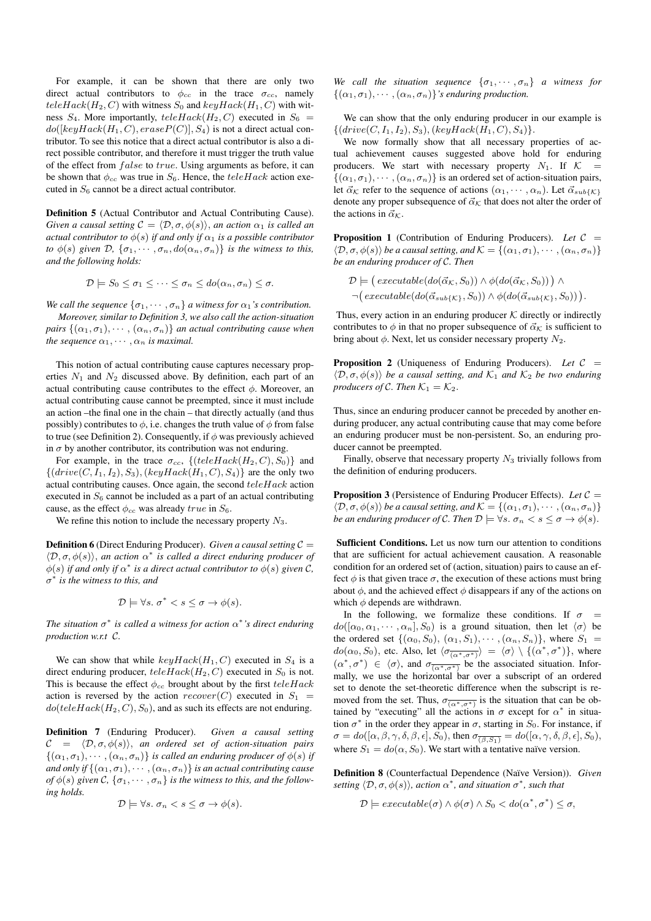For example, it can be shown that there are only two direct actual contributors to $\phi_{cc}$ in the trace $\sigma_{cc}$, namely $teleHack(H_2, C)$ with witness $S_0$ and $keyHack(H_1, C)$ with witness $S_4$. More importantly, $teleHack(H_2, C)$ executed in $S_6 = do([keyHack(H_1, C), eraseP(C)], S_4)$ is not a direct actual contributor. To see this notice that a direct actual contributor is also a direct possible contributor, and therefore it must trigger the truth value of the effect from $false$ to $true$. Using arguments as before, it can be shown that $\phi_{cc}$ was true in $S_6$. Hence, the $teleHack$ action executed in $S_6$ cannot be a direct actual contributor.

**Definition 5** (Actual Contributor and Actual Contributing Cause). *Given a causal setting $\mathcal{C} = \langle \mathcal{D}, \sigma, \phi(s) \rangle$, an action $\alpha_1$ is called an actual contributor to $\phi(s)$ if and only if $\alpha_1$ is a possible contributor to $\phi(s)$ given $\mathcal{D}$, $\{\sigma_1, \cdots, \sigma_n, do(\alpha_n, \sigma_n)\}$ is the witness to this, and the following holds:*

$$\mathcal{D} \models S_0 \leq \sigma_1 \leq \cdots \leq \sigma_n \leq do(\alpha_n, \sigma_n) \leq \sigma.$$

*We call the sequence $\{\sigma_1, \cdots, \sigma_n\}$ a witness for $\alpha_1$'s contribution.*

*Moreover, similar to Definition 3, we also call the action-situation pairs $\{(\alpha_1, \sigma_1), \cdots, (\alpha_n, \sigma_n)\}$ an actual contributing cause when the sequence $\alpha_1, \cdots, \alpha_n$ is maximal.*

This notion of actual contributing cause captures necessary properties $N_1$ and $N_2$ discussed above. By definition, each part of an actual contributing cause contributes to the effect $\phi$. Moreover, an actual contributing cause cannot be preempted, since it must include an action –the final one in the chain – that directly actually (and thus possibly) contributes to $\phi$, i.e. changes the truth value of $\phi$ from false to true (see Definition 2). Consequently, if $\phi$ was previously achieved in $\sigma$ by another contributor, its contribution was not enduring.

For example, in the trace $\sigma_{cc}$, $\{(teleHack(H_2, C), S_0)\}$ and $\{(drive(C, I_1, I_2), S_3), (keyHack(H_1, C), S_4)\}$ are the only two actual contributing causes. Once again, the second $teleHack$ action executed in $S_6$ cannot be included as a part of an actual contributing cause, as the effect $\phi_{cc}$ was already $true$ in $S_6$.

We refine this notion to include the necessary property $N_3$.

**Definition 6** (Direct Enduring Producer). *Given a causal setting $\mathcal{C} = \langle \mathcal{D}, \sigma, \phi(s) \rangle$, an action $\alpha^*$ is called a direct enduring producer of $\phi(s)$ if and only if $\alpha^*$ is a direct actual contributor to $\phi(s)$ given $\mathcal{C}$, $\sigma^*$ is the witness to this, and*

$$\mathcal{D} \models \forall s.\ \sigma^* < s \leq \sigma \rightarrow \phi(s).$$

*The situation $\sigma^*$ is called a witness for action $\alpha^*$'s direct enduring production w.r.t $\mathcal{C}$.*

We can show that while $keyHack(H_1, C)$ executed in $S_4$ is a direct enduring producer, $teleHack(H_2, C)$ executed in $S_0$ is not. This is because the effect $\phi_{cc}$ brought about by the first $teleHack$ action is reversed by the action $recover(C)$ executed in $S_1 = do(teleHack(H_2, C), S_0)$, and as such its effects are not enduring.

**Definition 7** (Enduring Producer). *Given a causal setting $\mathcal{C} = \langle \mathcal{D}, \sigma, \phi(s) \rangle$, an ordered set of action-situation pairs $\{(\alpha_1, \sigma_1), \cdots, (\alpha_n, \sigma_n)\}$ is called an enduring producer of $\phi(s)$ if and only if $\{(\alpha_1, \sigma_1), \cdots, (\alpha_n, \sigma_n)\}$ is an actual contributing cause of $\phi(s)$ given $\mathcal{C}$, $\{\sigma_1, \cdots, \sigma_n\}$ is the witness to this, and the following holds.*

$$\mathcal{D} \models \forall s.\ \sigma_n < s \leq \sigma \rightarrow \phi(s).$$

*We call the situation sequence $\{\sigma_1, \cdots, \sigma_n\}$ a witness for $\{(\alpha_1, \sigma_1), \cdots, (\alpha_n, \sigma_n)\}$'s enduring production.*

We can show that the only enduring producer in our example is $\{(drive(C, I_1, I_2), S_3), (keyHack(H_1, C), S_4)\}$.

We now formally show that all necessary properties of actual achievement causes suggested above hold for enduring producers. We start with necessary property $N_1$. If $\mathcal{K} = \{(\alpha_1, \sigma_1), \cdots, (\alpha_n, \sigma_n)\}$ is an ordered set of action-situation pairs, let $\vec{\alpha}_{\mathcal{K}}$ refer to the sequence of actions $(\alpha_1, \cdots, \alpha_n)$. Let $\vec{\alpha}_{sub\{\mathcal{K}\}}$ denote any proper subsequence of $\vec{\alpha}_{\mathcal{K}}$ that does not alter the order of the actions in $\vec{\alpha}_{\mathcal{K}}$.

**Proposition 1** (Contribution of Enduring Producers). *Let $\mathcal{C} = \langle \mathcal{D}, \sigma, \phi(s) \rangle$ be a causal setting, and $\mathcal{K} = \{(\alpha_1, \sigma_1), \cdots, (\alpha_n, \sigma_n)\}$ be an enduring producer of $\mathcal{C}$. Then*

$$\begin{aligned}\mathcal{D} \models &\big( executable(do(\vec{\alpha}_{\mathcal{K}}, S_0)) \wedge \phi(do(\vec{\alpha}_{\mathcal{K}}, S_0)) \big) \wedge \\ &\neg\big( executable(do(\vec{\alpha}_{sub\{\mathcal{K}\}}, S_0)) \wedge \phi(do(\vec{\alpha}_{sub\{\mathcal{K}\}}, S_0)) \big).\end{aligned}$$

Thus, every action in an enduring producer $\mathcal{K}$ directly or indirectly contributes to $\phi$ in that no proper subsequence of $\vec{\alpha}_{\mathcal{K}}$ is sufficient to bring about $\phi$. Next, let us consider necessary property $N_2$.

**Proposition 2** (Uniqueness of Enduring Producers). *Let $\mathcal{C} = \langle \mathcal{D}, \sigma, \phi(s) \rangle$ be a causal setting, and $\mathcal{K}_1$ and $\mathcal{K}_2$ be two enduring producers of $\mathcal{C}$. Then $\mathcal{K}_1 = \mathcal{K}_2$.*

Thus, since an enduring producer cannot be preceded by another enduring producer, any actual contributing cause that may come before an enduring producer must be non-persistent. So, an enduring producer cannot be preempted.

Finally, observe that necessary property $N_3$ trivially follows from the definition of enduring producers.

**Proposition 3** (Persistence of Enduring Producer Effects). *Let $\mathcal{C} = \langle \mathcal{D}, \sigma, \phi(s) \rangle$ be a causal setting, and $\mathcal{K} = \{(\alpha_1, \sigma_1), \cdots, (\alpha_n, \sigma_n)\}$ be an enduring producer of $\mathcal{C}$. Then $\mathcal{D} \models \forall s.\ \sigma_n < s \leq \sigma \rightarrow \phi(s)$.*

**Sufficient Conditions.** Let us now turn our attention to conditions that are sufficient for actual achievement causation. A reasonable condition for an ordered set of (action, situation) pairs to cause an effect $\phi$ is that given trace $\sigma$, the execution of these actions must bring about $\phi$, and the achieved effect $\phi$ disappears if any of the actions on which $\phi$ depends are withdrawn.

In the following, we formalize these conditions. If $\sigma = do([\alpha_0, \alpha_1, \cdots, \alpha_n], S_0)$ is a ground situation, then let $\langle \sigma \rangle$ be the ordered set $\{(\alpha_0, S_0), (\alpha_1, S_1), \cdots, (\alpha_n, S_n)\}$, where $S_1 = do(\alpha_0, S_0)$, etc. Also, let $\langle \sigma_{\overline{(\alpha^*, \sigma^*)}} \rangle = \langle \sigma \rangle \setminus \{(\alpha^*, \sigma^*)\}$, where $(\alpha^*, \sigma^*) \in \langle \sigma \rangle$, and $\sigma_{\overline{(\alpha^*, \sigma^*)}}$ be the associated situation. Informally, we use the horizontal bar over a subscript of an ordered set to denote the set-theoretic difference when the subscript is removed from the set. Thus, $\sigma_{\overline{(\alpha^*, \sigma^*)}}$ is the situation that can be obtained by "executing" all the actions in $\sigma$ except for $\alpha^*$ in situation $\sigma^*$ in the order they appear in $\sigma$, starting in $S_0$. For instance, if $\sigma = do([\alpha, \beta, \gamma, \delta, \beta, \epsilon], S_0)$, then $\sigma_{\overline{(\beta, S_1)}} = do([\alpha, \gamma, \delta, \beta, \epsilon], S_0)$, where $S_1 = do(\alpha, S_0)$. We start with a tentative naïve version.

**Definition 8** (Counterfactual Dependence (Naïve Version)). *Given setting $\langle \mathcal{D}, \sigma, \phi(s) \rangle$, action $\alpha^*$, and situation $\sigma^*$, such that*

$$\mathcal{D} \models executable(\sigma) \wedge \phi(\sigma) \wedge S_0 < do(\alpha^*, \sigma^*) \leq \sigma,$$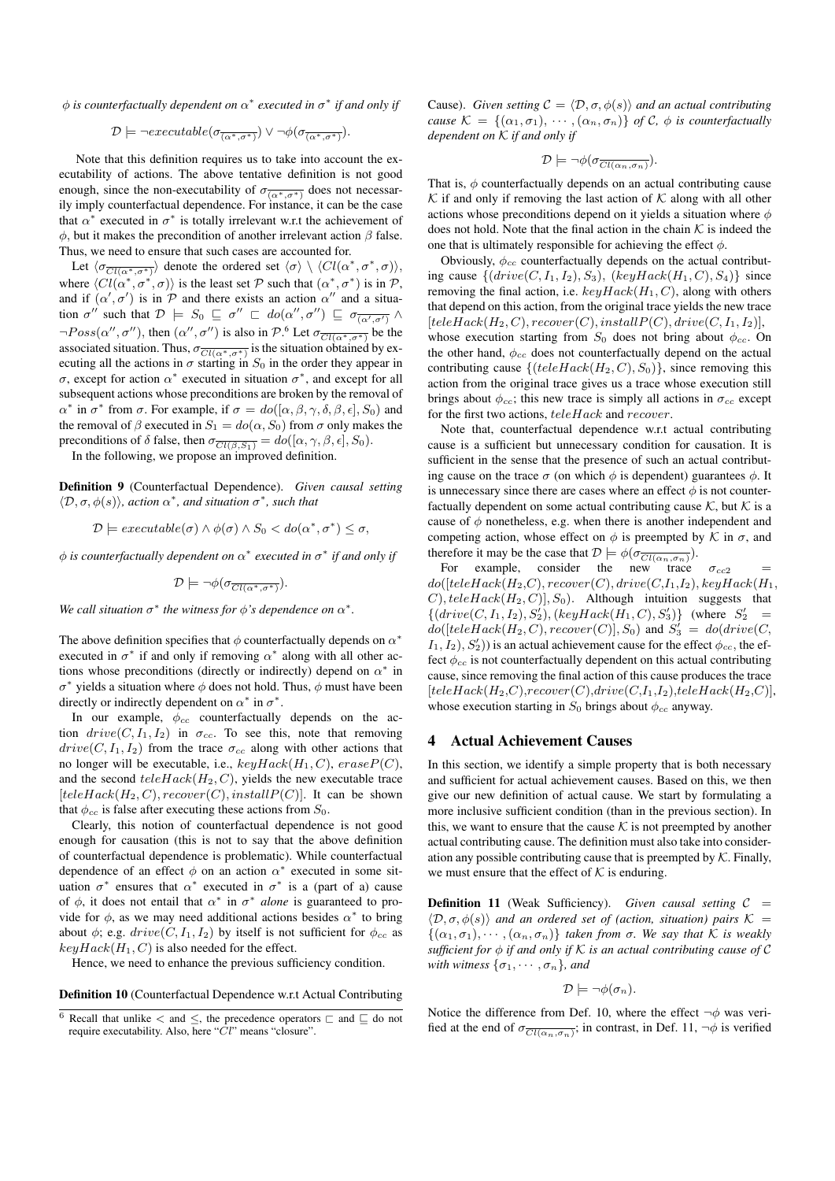$\phi$ *is counterfactually dependent on* $\alpha^*$ *executed in* $\sigma^*$ *if and only if*

$$\mathcal{D} \models \neg executable(\sigma_{\overline{(\alpha^*,\sigma^*)}}) \vee \neg\phi(\sigma_{\overline{(\alpha^*,\sigma^*)}}).$$

Note that this definition requires us to take into account the executability of actions. The above tentative definition is not good enough, since the non-executability of $\sigma_{\overline{(\alpha^*,\sigma^*)}}$ does not necessarily imply counterfactual dependence. For instance, it can be the case that $\alpha^*$ executed in $\sigma^*$ is totally irrelevant w.r.t the achievement of $\phi$, but it makes the precondition of another irrelevant action $\beta$ false. Thus, we need to ensure that such cases are accounted for.

Let $\langle \sigma_{\overline{Cl(\alpha^*,\sigma^*)}} \rangle$ denote the ordered set $\langle \sigma \rangle \setminus \langle Cl(\alpha^*, \sigma^*, \sigma) \rangle$, where $\langle Cl(\alpha^*, \sigma^*, \sigma) \rangle$ is the least set $\mathcal{P}$ such that $(\alpha^*, \sigma^*)$ is in $\mathcal{P}$, and if $(\alpha', \sigma')$ is in $\mathcal{P}$ and there exists an action $\alpha''$ and a situation $\sigma''$ such that $\mathcal{D} \models S_0 \sqsubseteq \sigma'' \sqsubset do(\alpha'', \sigma'') \sqsubseteq \sigma_{\overline{(\alpha',\sigma')}} \wedge \neg Poss(\alpha'', \sigma'')$, then $(\alpha'', \sigma'')$ is also in $\mathcal{P}$.[6] Let $\sigma_{\overline{Cl(\alpha^*,\sigma^*)}}$ be the associated situation. Thus, $\sigma_{\overline{Cl(\alpha^*,\sigma^*)}}$ is the situation obtained by executing all the actions in $\sigma$ starting in $S_0$ in the order they appear in $\sigma$, except for action $\alpha^*$ executed in situation $\sigma^*$, and except for all subsequent actions whose preconditions are broken by the removal of $\alpha^*$ in $\sigma^*$ from $\sigma$. For example, if $\sigma = do([\alpha, \beta, \gamma, \delta, \beta, \epsilon], S_0)$ and the removal of $\beta$ executed in $S_1 = do(\alpha, S_0)$ from $\sigma$ only makes the preconditions of $\delta$ false, then $\sigma_{\overline{Cl(\beta,S_1)}} = do([\alpha, \gamma, \beta, \epsilon], S_0)$.

In the following, we propose an improved definition.

**Definition 9** (Counterfactual Dependence). *Given causal setting* $\langle \mathcal{D}, \sigma, \phi(s) \rangle$*, action* $\alpha^*$*, and situation* $\sigma^*$*, such that*

$$\mathcal{D} \models executable(\sigma) \wedge \phi(\sigma) \wedge S_0 < do(\alpha^*, \sigma^*) \leq \sigma,$$

$\phi$ *is counterfactually dependent on* $\alpha^*$ *executed in* $\sigma^*$ *if and only if*

$$\mathcal{D} \models \neg\phi(\sigma_{\overline{Cl(\alpha^*,\sigma^*)}}).$$

*We call situation* $\sigma^*$ *the witness for* $\phi$*'s dependence on* $\alpha^*$*.*

The above definition specifies that $\phi$ counterfactually depends on $\alpha^*$ executed in $\sigma^*$ if and only if removing $\alpha^*$ along with all other actions whose preconditions (directly or indirectly) depend on $\alpha^*$ in $\sigma^*$ yields a situation where $\phi$ does not hold. Thus, $\phi$ must have been directly or indirectly dependent on $\alpha^*$ in $\sigma^*$.

In our example, $\phi_{cc}$ counterfactually depends on the action $drive(C, I_1, I_2)$ in $\sigma_{cc}$. To see this, note that removing $drive(C, I_1, I_2)$ from the trace $\sigma_{cc}$ along with other actions that no longer will be executable, i.e., $keyHack(H_1, C)$, $eraseP(C)$, and the second $teleHack(H_2, C)$, yields the new executable trace $[teleHack(H_2, C), recover(C), installP(C)]$. It can be shown that $\phi_{cc}$ is false after executing these actions from $S_0$.

Clearly, this notion of counterfactual dependence is not good enough for causation (this is not to say that the above definition of counterfactual dependence is problematic). While counterfactual dependence of an effect $\phi$ on an action $\alpha^*$ executed in some situation $\sigma^*$ ensures that $\alpha^*$ executed in $\sigma^*$ is a (part of a) cause of $\phi$, it does not entail that $\alpha^*$ in $\sigma^*$ *alone* is guaranteed to provide for $\phi$, as we may need additional actions besides $\alpha^*$ to bring about $\phi$; e.g. $drive(C, I_1, I_2)$ by itself is not sufficient for $\phi_{cc}$ as $keyHack(H_1, C)$ is also needed for the effect.

Hence, we need to enhance the previous sufficiency condition.

**Definition 10** (Counterfactual Dependence w.r.t Actual Contributing Cause). *Given setting* $\mathcal{C} = \langle \mathcal{D}, \sigma, \phi(s) \rangle$ *and an actual contributing cause* $\mathcal{K} = \{(\alpha_1, \sigma_1), \cdots, (\alpha_n, \sigma_n)\}$ *of* $\mathcal{C}$*,* $\phi$ *is counterfactually dependent on* $\mathcal{K}$ *if and only if*

$$\mathcal{D} \models \neg\phi(\sigma_{\overline{Cl(\alpha_n,\sigma_n)}}).$$

That is, $\phi$ counterfactually depends on an actual contributing cause $\mathcal{K}$ if and only if removing the last action of $\mathcal{K}$ along with all other actions whose preconditions depend on it yields a situation where $\phi$ does not hold. Note that the final action in the chain $\mathcal{K}$ is indeed the one that is ultimately responsible for achieving the effect $\phi$.

Obviously, $\phi_{cc}$ counterfactually depends on the actual contributing cause $\{(drive(C, I_1, I_2), S_3),\ (keyHack(H_1, C), S_4)\}$ since removing the final action, i.e. $keyHack(H_1, C)$, along with others that depend on this action, from the original trace yields the new trace $[teleHack(H_2, C), recover(C), installP(C), drive(C, I_1, I_2)]$, whose execution starting from $S_0$ does not bring about $\phi_{cc}$. On the other hand, $\phi_{cc}$ does not counterfactually depend on the actual contributing cause $\{(teleHack(H_2, C), S_0)\}$, since removing this action from the original trace gives us a trace whose execution still brings about $\phi_{cc}$; this new trace is simply all actions in $\sigma_{cc}$ except for the first two actions, $teleHack$ and $recover$.

Note that, counterfactual dependence w.r.t actual contributing cause is a sufficient but unnecessary condition for causation. It is sufficient in the sense that the presence of such an actual contributing cause on the trace $\sigma$ (on which $\phi$ is dependent) guarantees $\phi$. It is unnecessary since there are cases where an effect $\phi$ is not counterfactually dependent on some actual contributing cause $\mathcal{K}$, but $\mathcal{K}$ is a cause of $\phi$ nonetheless, e.g. when there is another independent and competing action, whose effect on $\phi$ is preempted by $\mathcal{K}$ in $\sigma$, and therefore it may be the case that $\mathcal{D} \models \phi(\sigma_{\overline{Cl(\alpha_n,\sigma_n)}})$.

For example, consider the new trace $\sigma_{cc2} = do([teleHack(H_2,C), recover(C), drive(C,I_1,I_2), keyHack(H_1, C), teleHack(H_2, C)], S_0)$. Although intuition suggests that $\{(drive(C, I_1, I_2), S_2'), (keyHack(H_1, C), S_3')\}$ (where $S_2' = do([teleHack(H_2, C), recover(C)], S_0)$ and $S_3' = do(drive(C, I_1, I_2), S_2')$) is an actual achievement cause for the effect $\phi_{cc}$, the effect $\phi_{cc}$ is not counterfactually dependent on this actual contributing cause, since removing the final action of this cause produces the trace $[teleHack(H_2,C), recover(C), drive(C,I_1,I_2), teleHack(H_2,C)]$, whose execution starting in $S_0$ brings about $\phi_{cc}$ anyway.

## 4 Actual Achievement Causes

In this section, we identify a simple property that is both necessary and sufficient for actual achievement causes. Based on this, we then give our new definition of actual cause. We start by formulating a more inclusive sufficient condition (than in the previous section). In this, we want to ensure that the cause $\mathcal{K}$ is not preempted by another actual contributing cause. The definition must also take into consideration any possible contributing cause that is preempted by $\mathcal{K}$. Finally, we must ensure that the effect of $\mathcal{K}$ is enduring.

**Definition 11** (Weak Sufficiency). *Given causal setting* $\mathcal{C} = \langle \mathcal{D}, \sigma, \phi(s) \rangle$ *and an ordered set of (action, situation) pairs* $\mathcal{K} = \{(\alpha_1, \sigma_1), \cdots, (\alpha_n, \sigma_n)\}$ *taken from* $\sigma$*. We say that* $\mathcal{K}$ *is weakly sufficient for* $\phi$ *if and only if* $\mathcal{K}$ *is an actual contributing cause of* $\mathcal{C}$ *with witness* $\{\sigma_1, \cdots, \sigma_n\}$*, and*

$$\mathcal{D} \models \neg\phi(\sigma_n).$$

Notice the difference from Def. 10, where the effect $\neg\phi$ was verified at the end of $\sigma_{\overline{Cl(\alpha_n,\sigma_n)}}$; in contrast, in Def. 11, $\neg\phi$ is verified

[6] Recall that unlike $<$ and $\leq$, the precedence operators $\sqsubset$ and $\sqsubseteq$ do not require executability. Also, here "$Cl$" means "closure".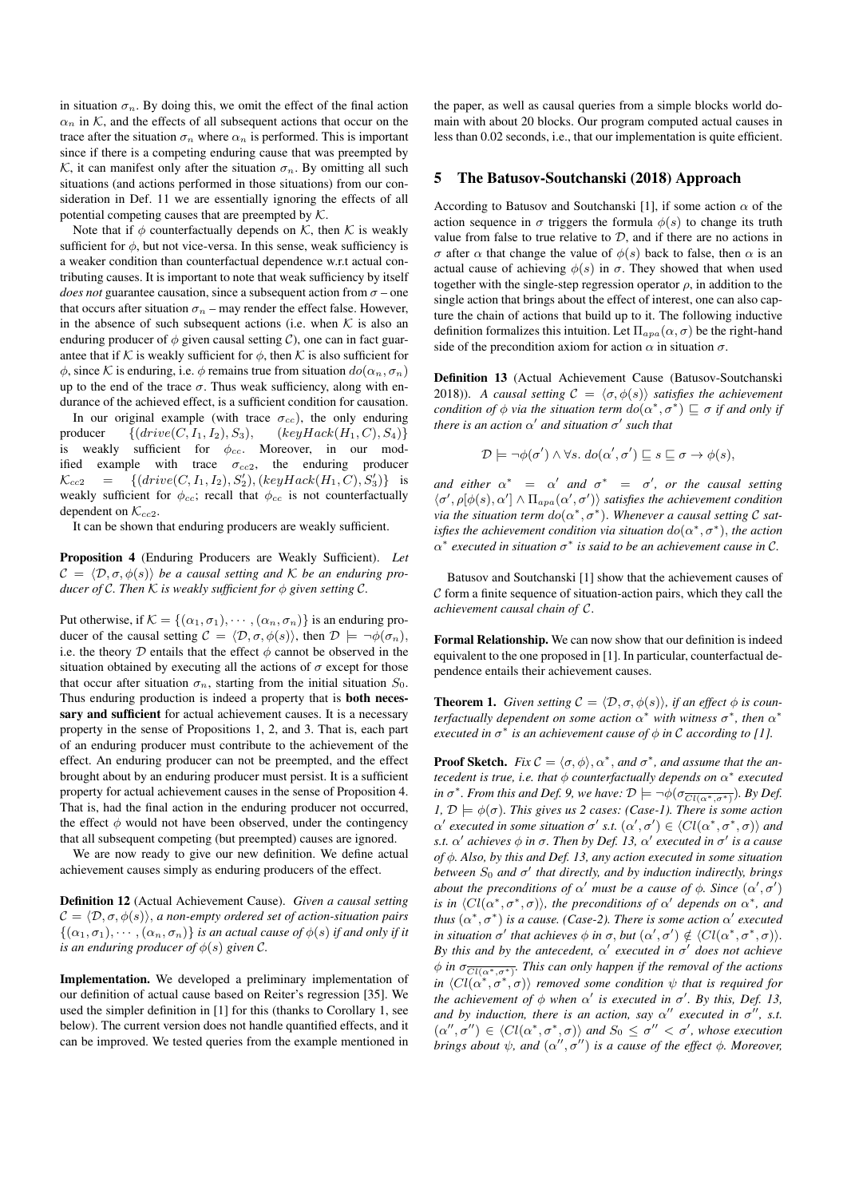in situation $\sigma_n$. By doing this, we omit the effect of the final action $\alpha_n$ in $\mathcal{K}$, and the effects of all subsequent actions that occur on the trace after the situation $\sigma_n$ where $\alpha_n$ is performed. This is important since if there is a competing enduring cause that was preempted by $\mathcal{K}$, it can manifest only after the situation $\sigma_n$. By omitting all such situations (and actions performed in those situations) from our consideration in Def. 11 we are essentially ignoring the effects of all potential competing causes that are preempted by $\mathcal{K}$.

Note that if $\phi$ counterfactually depends on $\mathcal{K}$, then $\mathcal{K}$ is weakly sufficient for $\phi$, but not vice-versa. In this sense, weak sufficiency is a weaker condition than counterfactual dependence w.r.t actual contributing causes. It is important to note that weak sufficiency by itself *does not* guarantee causation, since a subsequent action from $\sigma$ – one that occurs after situation $\sigma_n$ – may render the effect false. However, in the absence of such subsequent actions (i.e. when $\mathcal{K}$ is also an enduring producer of $\phi$ given causal setting $\mathcal{C}$), one can in fact guarantee that if $\mathcal{K}$ is weakly sufficient for $\phi$, then $\mathcal{K}$ is also sufficient for $\phi$, since $\mathcal{K}$ is enduring, i.e. $\phi$ remains true from situation $do(\alpha_n, \sigma_n)$ up to the end of the trace $\sigma$. Thus weak sufficiency, along with endurance of the achieved effect, is a sufficient condition for causation.

In our original example (with trace $\sigma_{cc}$), the only enduring producer $\{(drive(C, I_1, I_2), S_3), \quad (keyHack(H_1, C), S_4)\}$ is weakly sufficient for $\phi_{cc}$. Moreover, in our modified example with trace $\sigma_{cc2}$, the enduring producer $\mathcal{K}_{cc2} = \{(drive(C, I_1, I_2), S_2'), (keyHack(H_1, C), S_3')\}$ is weakly sufficient for $\phi_{cc}$; recall that $\phi_{cc}$ is not counterfactually dependent on $\mathcal{K}_{cc2}$.

It can be shown that enduring producers are weakly sufficient.

**Proposition 4** (Enduring Producers are Weakly Sufficient). *Let $\mathcal{C} = \langle \mathcal{D}, \sigma, \phi(s) \rangle$ be a causal setting and $\mathcal{K}$ be an enduring producer of $\mathcal{C}$. Then $\mathcal{K}$ is weakly sufficient for $\phi$ given setting $\mathcal{C}$.*

Put otherwise, if $\mathcal{K} = \{(\alpha_1, \sigma_1), \cdots, (\alpha_n, \sigma_n)\}$ is an enduring producer of the causal setting $\mathcal{C} = \langle \mathcal{D}, \sigma, \phi(s) \rangle$, then $\mathcal{D} \models \neg\phi(\sigma_n)$, i.e. the theory $\mathcal{D}$ entails that the effect $\phi$ cannot be observed in the situation obtained by executing all the actions of $\sigma$ except for those that occur after situation $\sigma_n$, starting from the initial situation $S_0$. Thus enduring production is indeed a property that is **both necessary and sufficient** for actual achievement causes. It is a necessary property in the sense of Propositions 1, 2, and 3. That is, each part of an enduring producer must contribute to the achievement of the effect. An enduring producer can not be preempted, and the effect brought about by an enduring producer must persist. It is a sufficient property for actual achievement causes in the sense of Proposition 4. That is, had the final action in the enduring producer not occurred, the effect $\phi$ would not have been observed, under the contingency that all subsequent competing (but preempted) causes are ignored.

We are now ready to give our new definition. We define actual achievement causes simply as enduring producers of the effect.

**Definition 12** (Actual Achievement Cause). *Given a causal setting $\mathcal{C} = \langle \mathcal{D}, \sigma, \phi(s) \rangle$, a non-empty ordered set of action-situation pairs $\{(\alpha_1, \sigma_1), \cdots, (\alpha_n, \sigma_n)\}$ is an actual cause of $\phi(s)$ if and only if it is an enduring producer of $\phi(s)$ given $\mathcal{C}$.*

**Implementation.** We developed a preliminary implementation of our definition of actual cause based on Reiter's regression [35]. We used the simpler definition in [1] for this (thanks to Corollary 1, see below). The current version does not handle quantified effects, and it can be improved. We tested queries from the example mentioned in the paper, as well as causal queries from a simple blocks world domain with about 20 blocks. Our program computed actual causes in less than 0.02 seconds, i.e., that our implementation is quite efficient.

## 5 The Batusov-Soutchanski (2018) Approach

According to Batusov and Soutchanski [1], if some action $\alpha$ of the action sequence in $\sigma$ triggers the formula $\phi(s)$ to change its truth value from false to true relative to $\mathcal{D}$, and if there are no actions in $\sigma$ after $\alpha$ that change the value of $\phi(s)$ back to false, then $\alpha$ is an actual cause of achieving $\phi(s)$ in $\sigma$. They showed that when used together with the single-step regression operator $\rho$, in addition to the single action that brings about the effect of interest, one can also capture the chain of actions that build up to it. The following inductive definition formalizes this intuition. Let $\Pi_{apa}(\alpha, \sigma)$ be the right-hand side of the precondition axiom for action $\alpha$ in situation $\sigma$.

**Definition 13** (Actual Achievement Cause (Batusov-Soutchanski 2018)). *A causal setting $\mathcal{C} = \langle \sigma, \phi(s) \rangle$ satisfies the achievement condition of $\phi$ via the situation term $do(\alpha^*, \sigma^*) \sqsubseteq \sigma$ if and only if there is an action $\alpha'$ and situation $\sigma'$ such that*

$$\mathcal{D} \models \neg\phi(\sigma') \wedge \forall s.\ do(\alpha', \sigma') \sqsubseteq s \sqsubseteq \sigma \rightarrow \phi(s),$$

*and either $\alpha^* = \alpha'$ and $\sigma^* = \sigma'$, or the causal setting $\langle \sigma', \rho[\phi(s), \alpha'] \wedge \Pi_{apa}(\alpha', \sigma') \rangle$ satisfies the achievement condition via the situation term $do(\alpha^*, \sigma^*)$. Whenever a causal setting $\mathcal{C}$ satisfies the achievement condition via situation $do(\alpha^*, \sigma^*)$, the action $\alpha^*$ executed in situation $\sigma^*$ is said to be an achievement cause in $\mathcal{C}$.*

Batusov and Soutchanski [1] show that the achievement causes of $\mathcal{C}$ form a finite sequence of situation-action pairs, which they call the *achievement causal chain of $\mathcal{C}$*.

**Formal Relationship.** We can now show that our definition is indeed equivalent to the one proposed in [1]. In particular, counterfactual dependence entails their achievement causes.

**Theorem 1.** *Given setting $\mathcal{C} = \langle \mathcal{D}, \sigma, \phi(s) \rangle$, if an effect $\phi$ is counterfactually dependent on some action $\alpha^*$ with witness $\sigma^*$, then $\alpha^*$ executed in $\sigma^*$ is an achievement cause of $\phi$ in $\mathcal{C}$ according to [1].*

**Proof Sketch.** *Fix $\mathcal{C} = \langle \sigma, \phi \rangle, \alpha^*$, and $\sigma^*$, and assume that the antecedent is true, i.e. that $\phi$ counterfactually depends on $\alpha^*$ executed in $\sigma^*$. From this and Def. 9, we have: $\mathcal{D} \models \neg\phi(\sigma_{\overline{Cl(\alpha^*, \sigma^*)}})$. By Def. 1, $\mathcal{D} \models \phi(\sigma)$. This gives us 2 cases: (Case-1). There is some action $\alpha'$ executed in some situation $\sigma'$ s.t. $(\alpha', \sigma') \in \langle Cl(\alpha^*, \sigma^*, \sigma) \rangle$ and s.t. $\alpha'$ achieves $\phi$ in $\sigma$. Then by Def. 13, $\alpha'$ executed in $\sigma'$ is a cause of $\phi$. Also, by this and Def. 13, any action executed in some situation between $S_0$ and $\sigma'$ that directly, and by induction indirectly, brings about the preconditions of $\alpha'$ must be a cause of $\phi$. Since $(\alpha', \sigma')$ is in $\langle Cl(\alpha^*, \sigma^*, \sigma) \rangle$, the preconditions of $\alpha'$ depends on $\alpha^*$, and thus $(\alpha^*, \sigma^*)$ is a cause. (Case-2). There is some action $\alpha'$ executed in situation $\sigma'$ that achieves $\phi$ in $\sigma$, but $(\alpha', \sigma') \notin \langle Cl(\alpha^*, \sigma^*, \sigma) \rangle$. By this and by the antecedent, $\alpha'$ executed in $\sigma'$ does not achieve $\phi$ in $\sigma_{\overline{Cl(\alpha^*, \sigma^*)}}$. This can only happen if the removal of the actions in $\langle Cl(\alpha^*, \sigma^*, \sigma) \rangle$ removed some condition $\psi$ that is required for the achievement of $\phi$ when $\alpha'$ is executed in $\sigma'$. By this, Def. 13, and by induction, there is an action, say $\alpha''$ executed in $\sigma''$, s.t. $(\alpha'', \sigma'') \in \langle Cl(\alpha^*, \sigma^*, \sigma) \rangle$ and $S_0 \leq \sigma'' < \sigma'$, whose execution brings about $\psi$, and $(\alpha'', \sigma'')$ is a cause of the effect $\phi$. Moreover,*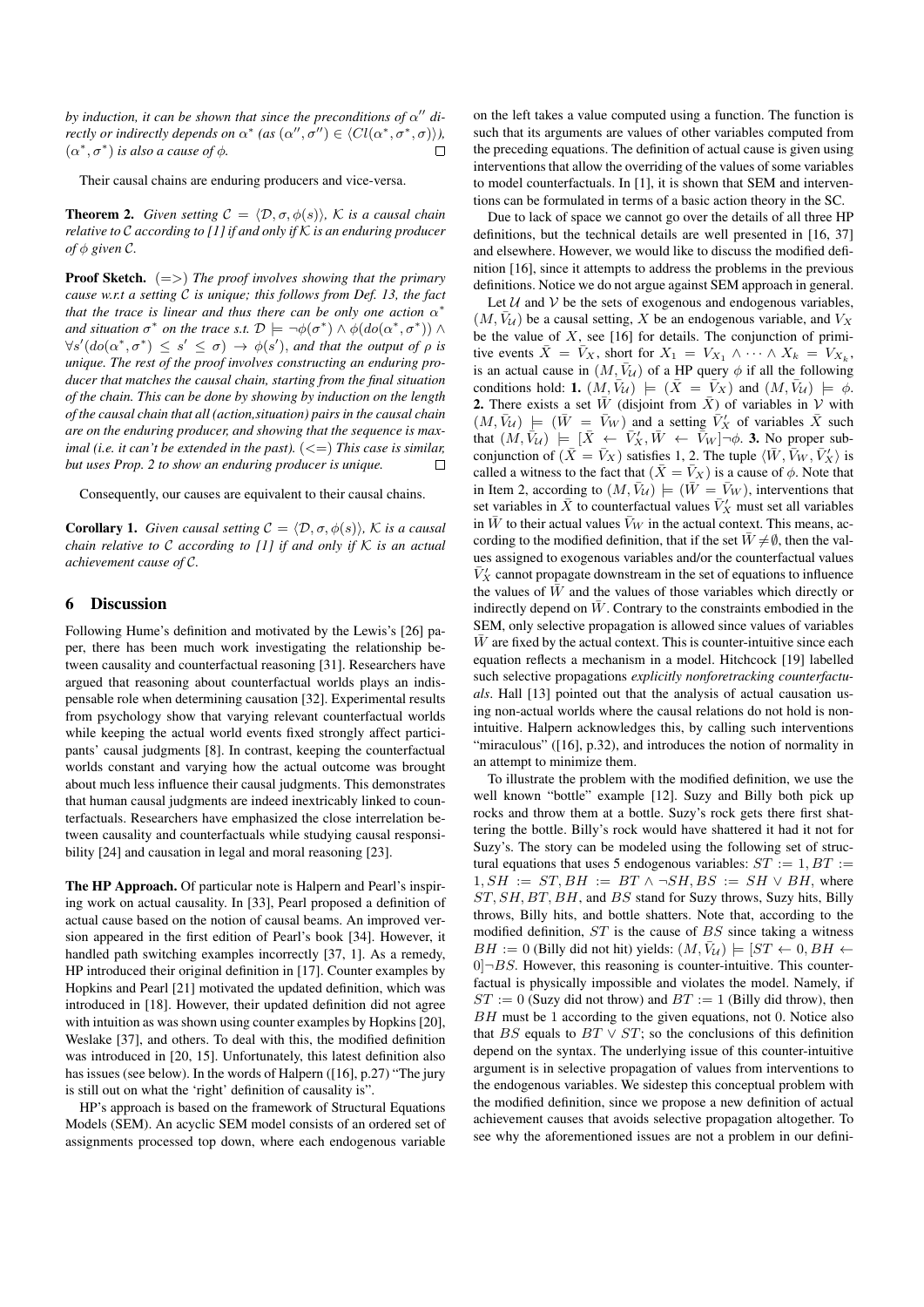*by induction, it can be shown that since the preconditions of $\alpha''$ directly or indirectly depends on $\alpha^*$ (as $(\alpha'', \sigma'') \in \langle Cl(\alpha^*, \sigma^*, \sigma) \rangle$), $(\alpha^*, \sigma^*)$ is also a cause of $\phi$.* □

Their causal chains are enduring producers and vice-versa.

**Theorem 2.** *Given setting $\mathcal{C} = \langle \mathcal{D}, \sigma, \phi(s) \rangle$, $\mathcal{K}$ is a causal chain relative to $\mathcal{C}$ according to [1] if and only if $\mathcal{K}$ is an enduring producer of $\phi$ given $\mathcal{C}$.*

**Proof Sketch.** *($=>$) The proof involves showing that the primary cause w.r.t a setting $\mathcal{C}$ is unique; this follows from Def. 13, the fact that the trace is linear and thus there can be only one action $\alpha^*$ and situation $\sigma^*$ on the trace s.t. $\mathcal{D} \models \neg\phi(\sigma^*) \wedge \phi(do(\alpha^*, \sigma^*)) \wedge \forall s'(do(\alpha^*, \sigma^*) \leq s' \leq \sigma) \rightarrow \phi(s')$, and that the output of $\rho$ is unique. The rest of the proof involves constructing an enduring producer that matches the causal chain, starting from the final situation of the chain. This can be done by showing by induction on the length of the causal chain that all (action,situation) pairs in the causal chain are on the enduring producer, and showing that the sequence is maximal (i.e. it can't be extended in the past). ($<=$) This case is similar, but uses Prop. 2 to show an enduring producer is unique.* □

Consequently, our causes are equivalent to their causal chains.

**Corollary 1.** *Given causal setting $\mathcal{C} = \langle \mathcal{D}, \sigma, \phi(s) \rangle$, $\mathcal{K}$ is a causal chain relative to $\mathcal{C}$ according to [1] if and only if $\mathcal{K}$ is an actual achievement cause of $\mathcal{C}$.*

## 6 Discussion

Following Hume's definition and motivated by the Lewis's [26] paper, there has been much work investigating the relationship between causality and counterfactual reasoning [31]. Researchers have argued that reasoning about counterfactual worlds plays an indispensable role when determining causation [32]. Experimental results from psychology show that varying relevant counterfactual worlds while keeping the actual world events fixed strongly affect participants' causal judgments [8]. In contrast, keeping the counterfactual worlds constant and varying how the actual outcome was brought about much less influence their causal judgments. This demonstrates that human causal judgments are indeed inextricably linked to counterfactuals. Researchers have emphasized the close interrelation between causality and counterfactuals while studying causal responsibility [24] and causation in legal and moral reasoning [23].

**The HP Approach.** Of particular note is Halpern and Pearl's inspiring work on actual causality. In [33], Pearl proposed a definition of actual cause based on the notion of causal beams. An improved version appeared in the first edition of Pearl's book [34]. However, it handled path switching examples incorrectly [37, 1]. As a remedy, HP introduced their original definition in [17]. Counter examples by Hopkins and Pearl [21] motivated the updated definition, which was introduced in [18]. However, their updated definition did not agree with intuition as was shown using counter examples by Hopkins [20], Weslake [37], and others. To deal with this, the modified definition was introduced in [20, 15]. Unfortunately, this latest definition also has issues (see below). In the words of Halpern ([16], p.27) "The jury is still out on what the 'right' definition of causality is".

HP's approach is based on the framework of Structural Equations Models (SEM). An acyclic SEM model consists of an ordered set of assignments processed top down, where each endogenous variable on the left takes a value computed using a function. The function is such that its arguments are values of other variables computed from the preceding equations. The definition of actual cause is given using interventions that allow the overriding of the values of some variables to model counterfactuals. In [1], it is shown that SEM and interventions can be formulated in terms of a basic action theory in the SC.

Due to lack of space we cannot go over the details of all three HP definitions, but the technical details are well presented in [16, 37] and elsewhere. However, we would like to discuss the modified definition [16], since it attempts to address the problems in the previous definitions. Notice we do not argue against SEM approach in general.

Let $\mathcal{U}$ and $\mathcal{V}$ be the sets of exogenous and endogenous variables, $(M, \bar{V}_{\mathcal{U}})$ be a causal setting, $X$ be an endogenous variable, and $V_X$ be the value of $X$, see [16] for details. The conjunction of primitive events $\bar{X} = \bar{V}_X$, short for $X_1 = V_{X_1} \wedge \cdots \wedge X_k = V_{X_k}$, is an actual cause in $(M, \bar{V}_{\mathcal{U}})$ of a HP query $\phi$ if all the following conditions hold: **1.** $(M, \bar{V}_{\mathcal{U}}) \models (\bar{X} = \bar{V}_X)$ and $(M, \bar{V}_{\mathcal{U}}) \models \phi$. **2.** There exists a set $\bar{W}$ (disjoint from $\bar{X}$) of variables in $\mathcal{V}$ with $(M, \bar{V}_{\mathcal{U}}) \models (\bar{W} = \bar{V}_W)$ and a setting $\bar{V}'_X$ of variables $\bar{X}$ such that $(M, \bar{V}_{\mathcal{U}}) \models [\bar{X} \leftarrow \bar{V}'_X, \bar{W} \leftarrow \bar{V}_W]\neg\phi$. **3.** No proper subconjunction of $(\bar{X} = \bar{V}_X)$ satisfies 1, 2. The tuple $\langle \bar{W}, \bar{V}_W, \bar{V}'_X \rangle$ is called a witness to the fact that $(\bar{X} = \bar{V}_X)$ is a cause of $\phi$. Note that in Item 2, according to $(M, \bar{V}_{\mathcal{U}}) \models (\bar{W} = \bar{V}_W)$, interventions that set variables in $\bar{X}$ to counterfactual values $\bar{V}'_X$ must set all variables in $\bar{W}$ to their actual values $\bar{V}_W$ in the actual context. This means, according to the modified definition, that if the set $\bar{W} \neq \emptyset$, then the values assigned to exogenous variables and/or the counterfactual values $\bar{V}'_X$ cannot propagate downstream in the set of equations to influence the values of $\bar{W}$ and the values of those variables which directly or indirectly depend on $\bar{W}$. Contrary to the constraints embodied in the SEM, only selective propagation is allowed since values of variables $\bar{W}$ are fixed by the actual context. This is counter-intuitive since each equation reflects a mechanism in a model. Hitchcock [19] labelled such selective propagations *explicitly nonforetracking counterfactuals*. Hall [13] pointed out that the analysis of actual causation using non-actual worlds where the causal relations do not hold is non-intuitive. Halpern acknowledges this, by calling such interventions "miraculous" ([16], p.32), and introduces the notion of normality in an attempt to minimize them.

To illustrate the problem with the modified definition, we use the well known "bottle" example [12]. Suzy and Billy both pick up rocks and throw them at a bottle. Suzy's rock gets there first shattering the bottle. Billy's rock would have shattered it had it not for Suzy's. The story can be modeled using the following set of structural equations that uses 5 endogenous variables: $ST := 1, BT := 1, SH := ST, BH := BT \wedge \neg SH, BS := SH \vee BH$, where $ST, SH, BT, BH$, and $BS$ stand for Suzy throws, Suzy hits, Billy throws, Billy hits, and bottle shatters. Note that, according to the modified definition, $ST$ is the cause of $BS$ since taking a witness $BH := 0$ (Billy did not hit) yields: $(M, \bar{V}_{\mathcal{U}}) \models [ST \leftarrow 0, BH \leftarrow 0]\neg BS$. However, this reasoning is counter-intuitive. This counterfactual is physically impossible and violates the model. Namely, if $ST := 0$ (Suzy did not throw) and $BT := 1$ (Billy did throw), then $BH$ must be 1 according to the given equations, not 0. Notice also that $BS$ equals to $BT \vee ST$; so the conclusions of this definition depend on the syntax. The underlying issue of this counter-intuitive argument is in selective propagation of values from interventions to the endogenous variables. We sidestep this conceptual problem with the modified definition, since we propose a new definition of actual achievement causes that avoids selective propagation altogether. To see why the aforementioned issues are not a problem in our defini-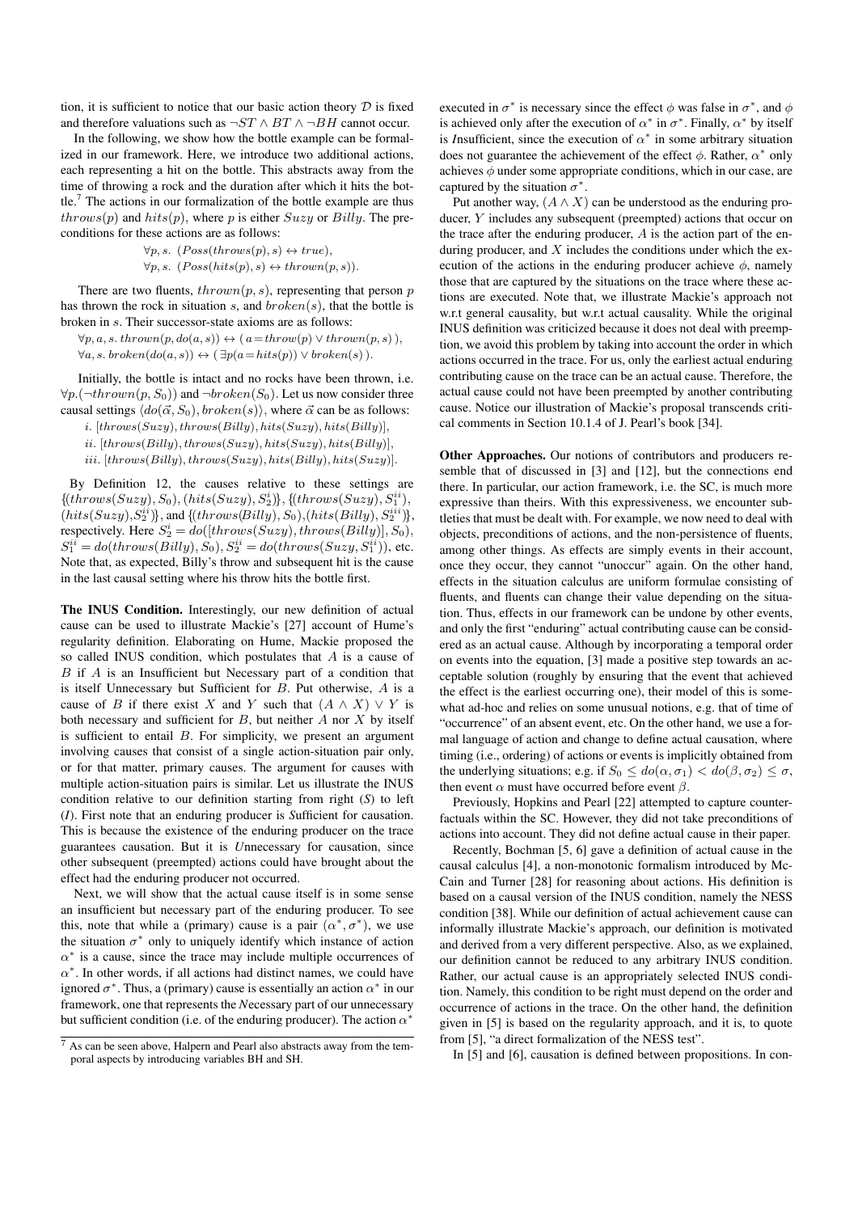tion, it is sufficient to notice that our basic action theory $\mathcal{D}$ is fixed and therefore valuations such as $\neg ST \wedge BT \wedge \neg BH$ cannot occur.

In the following, we show how the bottle example can be formalized in our framework. Here, we introduce two additional actions, each representing a hit on the bottle. This abstracts away from the time of throwing a rock and the duration after which it hits the bottle.[7] The actions in our formalization of the bottle example are thus $throws(p)$ and $hits(p)$, where $p$ is either $Suzy$ or $Billy$. The preconditions for these actions are as follows:

$$\forall p, s.\ (Poss(throws(p), s) \leftrightarrow true),$$
$$\forall p, s.\ (Poss(hits(p), s) \leftrightarrow thrown(p, s)).$$

There are two fluents, $thrown(p, s)$, representing that person $p$ has thrown the rock in situation $s$, and $broken(s)$, that the bottle is broken in $s$. Their successor-state axioms are as follows:

$$\forall p, a, s.\ thrown(p, do(a, s)) \leftrightarrow (\, a = throw(p) \vee thrown(p, s)\,),$$
$$\forall a, s.\ broken(do(a, s)) \leftrightarrow (\, \exists p(a = hits(p)) \vee broken(s)\,).$$

Initially, the bottle is intact and no rocks have been thrown, i.e. $\forall p.(\neg thrown(p, S_0))$ and $\neg broken(S_0)$. Let us now consider three causal settings $\langle do(\vec{\alpha}, S_0), broken(s)\rangle$, where $\vec{\alpha}$ can be as follows:

$i.\ [throws(Suzy), throws(Billy), hits(Suzy), hits(Billy)]$,

$ii.\ [throws(Billy), throws(Suzy), hits(Suzy), hits(Billy)]$,

$iii.\ [throws(Billy), throws(Suzy), hits(Billy), hits(Suzy)]$.

By Definition 12, the causes relative to these settings are $\{(throws(Suzy), S_0), (hits(Suzy), S_2^{i})\}$, $\{(throws(Suzy), S_1^{ii}), (hits(Suzy), S_2^{ii})\}$, and $\{(throws(Billy), S_0), (hits(Billy), S_2^{iii})\}$, respectively. Here $S_2^{i} = do([throws(Suzy), throws(Billy)], S_0)$, $S_1^{ii} = do(throws(Billy), S_0)$, $S_2^{ii} = do(throws(Suzy, S_1^{ii}))$, etc. Note that, as expected, Billy's throw and subsequent hit is the cause in the last causal setting where his throw hits the bottle first.

**The INUS Condition.** Interestingly, our new definition of actual cause can be used to illustrate Mackie's [27] account of Hume's regularity definition. Elaborating on Hume, Mackie proposed the so called INUS condition, which postulates that $A$ is a cause of $B$ if $A$ is an Insufficient but Necessary part of a condition that is itself Unnecessary but Sufficient for $B$. Put otherwise, $A$ is a cause of $B$ if there exist $X$ and $Y$ such that $(A \wedge X) \vee Y$ is both necessary and sufficient for $B$, but neither $A$ nor $X$ by itself is sufficient to entail $B$. For simplicity, we present an argument involving causes that consist of a single action-situation pair only, or for that matter, primary causes. The argument for causes with multiple action-situation pairs is similar. Let us illustrate the INUS condition relative to our definition starting from right (*S*) to left (*I*). First note that an enduring producer is *S*ufficient for causation. This is because the existence of the enduring producer on the trace guarantees causation. But it is *U*nnecessary for causation, since other subsequent (preempted) actions could have brought about the effect had the enduring producer not occurred.

Next, we will show that the actual cause itself is in some sense an insufficient but necessary part of the enduring producer. To see this, note that while a (primary) cause is a pair $(\alpha^*, \sigma^*)$, we use the situation $\sigma^*$ only to uniquely identify which instance of action $\alpha^*$ is a cause, since the trace may include multiple occurrences of $\alpha^*$. In other words, if all actions had distinct names, we could have ignored $\sigma^*$. Thus, a (primary) cause is essentially an action $\alpha^*$ in our framework, one that represents the *N*ecessary part of our unnecessary but sufficient condition (i.e. of the enduring producer). The action $\alpha^*$ executed in $\sigma^*$ is necessary since the effect $\phi$ was false in $\sigma^*$, and $\phi$ is achieved only after the execution of $\alpha^*$ in $\sigma^*$. Finally, $\alpha^*$ by itself is *I*nsufficient, since the execution of $\alpha^*$ in some arbitrary situation does not guarantee the achievement of the effect $\phi$. Rather, $\alpha^*$ only achieves $\phi$ under some appropriate conditions, which in our case, are captured by the situation $\sigma^*$.

Put another way, $(A \wedge X)$ can be understood as the enduring producer, $Y$ includes any subsequent (preempted) actions that occur on the trace after the enduring producer, $A$ is the action part of the enduring producer, and $X$ includes the conditions under which the execution of the actions in the enduring producer achieve $\phi$, namely those that are captured by the situations on the trace where these actions are executed. Note that, we illustrate Mackie's approach not w.r.t general causality, but w.r.t actual causality. While the original INUS definition was criticized because it does not deal with preemption, we avoid this problem by taking into account the order in which actions occurred in the trace. For us, only the earliest actual enduring contributing cause on the trace can be an actual cause. Therefore, the actual cause could not have been preempted by another contributing cause. Notice our illustration of Mackie's proposal transcends critical comments in Section 10.1.4 of J. Pearl's book [34].

**Other Approaches.** Our notions of contributors and producers resemble that of discussed in [3] and [12], but the connections end there. In particular, our action framework, i.e. the SC, is much more expressive than theirs. With this expressiveness, we encounter subtleties that must be dealt with. For example, we now need to deal with objects, preconditions of actions, and the non-persistence of fluents, among other things. As effects are simply events in their account, once they occur, they cannot "unoccur" again. On the other hand, effects in the situation calculus are uniform formulae consisting of fluents, and fluents can change their value depending on the situation. Thus, effects in our framework can be undone by other events, and only the first "enduring" actual contributing cause can be considered as an actual cause. Although by incorporating a temporal order on events into the equation, [3] made a positive step towards an acceptable solution (roughly by ensuring that the event that achieved the effect is the earliest occurring one), their model of this is somewhat ad-hoc and relies on some unusual notions, e.g. that of time of "occurrence" of an absent event, etc. On the other hand, we use a formal language of action and change to define actual causation, where timing (i.e., ordering) of actions or events is implicitly obtained from the underlying situations; e.g. if $S_0 \leq do(\alpha, \sigma_1) < do(\beta, \sigma_2) \leq \sigma$, then event $\alpha$ must have occurred before event $\beta$.

Previously, Hopkins and Pearl [22] attempted to capture counterfactuals within the SC. However, they did not take preconditions of actions into account. They did not define actual cause in their paper.

Recently, Bochman [5, 6] gave a definition of actual cause in the causal calculus [4], a non-monotonic formalism introduced by McCain and Turner [28] for reasoning about actions. His definition is based on a causal version of the INUS condition, namely the NESS condition [38]. While our definition of actual achievement cause can informally illustrate Mackie's approach, our definition is motivated and derived from a very different perspective. Also, as we explained, our definition cannot be reduced to any arbitrary INUS condition. Rather, our actual cause is an appropriately selected INUS condition. Namely, this condition to be right must depend on the order and occurrence of actions in the trace. On the other hand, the definition given in [5] is based on the regularity approach, and it is, to quote from [5], "a direct formalization of the NESS test".

In [5] and [6], causation is defined between propositions. In con-

[7] As can be seen above, Halpern and Pearl also abstracts away from the temporal aspects by introducing variables BH and SH.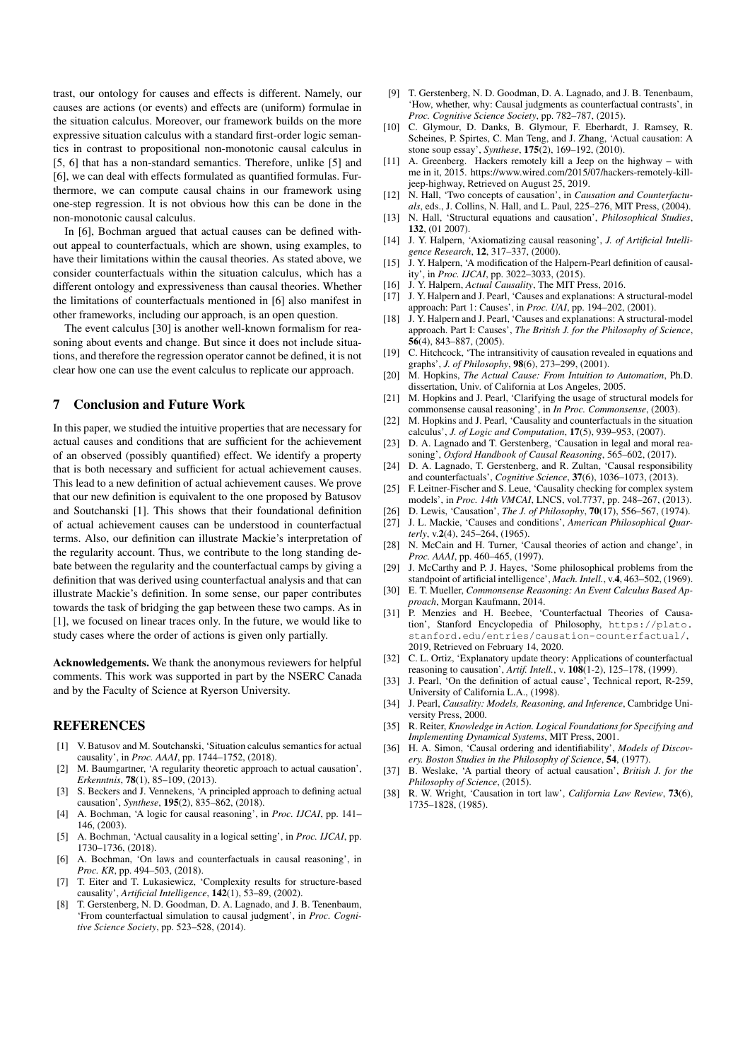trast, our ontology for causes and effects is different. Namely, our causes are actions (or events) and effects are (uniform) formulae in the situation calculus. Moreover, our framework builds on the more expressive situation calculus with a standard first-order logic semantics in contrast to propositional non-monotonic causal calculus in [5, 6] that has a non-standard semantics. Therefore, unlike [5] and [6], we can deal with effects formulated as quantified formulas. Furthermore, we can compute causal chains in our framework using one-step regression. It is not obvious how this can be done in the non-monotonic causal calculus.

In [6], Bochman argued that actual causes can be defined without appeal to counterfactuals, which are shown, using examples, to have their limitations within the causal theories. As stated above, we consider counterfactuals within the situation calculus, which has a different ontology and expressiveness than causal theories. Whether the limitations of counterfactuals mentioned in [6] also manifest in other frameworks, including our approach, is an open question.

The event calculus [30] is another well-known formalism for reasoning about events and change. But since it does not include situations, and therefore the regression operator cannot be defined, it is not clear how one can use the event calculus to replicate our approach.

## 7 Conclusion and Future Work

In this paper, we studied the intuitive properties that are necessary for actual causes and conditions that are sufficient for the achievement of an observed (possibly quantified) effect. We identify a property that is both necessary and sufficient for actual achievement causes. This lead to a new definition of actual achievement causes. We prove that our new definition is equivalent to the one proposed by Batusov and Soutchanski [1]. This shows that their foundational definition of actual achievement causes can be understood in counterfactual terms. Also, our definition can illustrate Mackie's interpretation of the regularity account. Thus, we contribute to the long standing debate between the regularity and the counterfactual camps by giving a definition that was derived using counterfactual analysis and that can illustrate Mackie's definition. In some sense, our paper contributes towards the task of bridging the gap between these two camps. As in [1], we focused on linear traces only. In the future, we would like to study cases where the order of actions is given only partially.

**Acknowledgements.** We thank the anonymous reviewers for helpful comments. This work was supported in part by the NSERC Canada and by the Faculty of Science at Ryerson University.

## REFERENCES

[1] V. Batusov and M. Soutchanski, 'Situation calculus semantics for actual causality', in *Proc. AAAI*, pp. 1744–1752, (2018).

[2] M. Baumgartner, 'A regularity theoretic approach to actual causation', *Erkenntnis*, **78**(1), 85–109, (2013).

[3] S. Beckers and J. Vennekens, 'A principled approach to defining actual causation', *Synthese*, **195**(2), 835–862, (2018).

[4] A. Bochman, 'A logic for causal reasoning', in *Proc. IJCAI*, pp. 141–146, (2003).

[5] A. Bochman, 'Actual causality in a logical setting', in *Proc. IJCAI*, pp. 1730–1736, (2018).

[6] A. Bochman, 'On laws and counterfactuals in causal reasoning', in *Proc. KR*, pp. 494–503, (2018).

[7] T. Eiter and T. Lukasiewicz, 'Complexity results for structure-based causality', *Artificial Intelligence*, **142**(1), 53–89, (2002).

[8] T. Gerstenberg, N. D. Goodman, D. A. Lagnado, and J. B. Tenenbaum, 'From counterfactual simulation to causal judgment', in *Proc. Cognitive Science Society*, pp. 523–528, (2014).

[9] T. Gerstenberg, N. D. Goodman, D. A. Lagnado, and J. B. Tenenbaum, 'How, whether, why: Causal judgments as counterfactual contrasts', in *Proc. Cognitive Science Society*, pp. 782–787, (2015).

[10] C. Glymour, D. Danks, B. Glymour, F. Eberhardt, J. Ramsey, R. Scheines, P. Spirtes, C. Man Teng, and J. Zhang, 'Actual causation: A stone soup essay', *Synthese*, **175**(2), 169–192, (2010).

[11] A. Greenberg. Hackers remotely kill a Jeep on the highway – with me in it, 2015. https://www.wired.com/2015/07/hackers-remotely-kill-jeep-highway, Retrieved on August 25, 2019.

[12] N. Hall, 'Two concepts of causation', in *Causation and Counterfactuals*, eds., J. Collins, N. Hall, and L. Paul, 225–276, MIT Press, (2004).

[13] N. Hall, 'Structural equations and causation', *Philosophical Studies*, **132**, (01 2007).

[14] J. Y. Halpern, 'Axiomatizing causal reasoning', *J. of Artificial Intelligence Research*, **12**, 317–337, (2000).

[15] J. Y. Halpern, 'A modification of the Halpern-Pearl definition of causality', in *Proc. IJCAI*, pp. 3022–3033, (2015).

[16] J. Y. Halpern, *Actual Causality*, The MIT Press, 2016.

[17] J. Y. Halpern and J. Pearl, 'Causes and explanations: A structural-model approach: Part 1: Causes', in *Proc. UAI*, pp. 194–202, (2001).

[18] J. Y. Halpern and J. Pearl, 'Causes and explanations: A structural-model approach. Part I: Causes', *The British J. for the Philosophy of Science*, **56**(4), 843–887, (2005).

[19] C. Hitchcock, 'The intransitivity of causation revealed in equations and graphs', *J. of Philosophy*, **98**(6), 273–299, (2001).

[20] M. Hopkins, *The Actual Cause: From Intuition to Automation*, Ph.D. dissertation, Univ. of California at Los Angeles, 2005.

[21] M. Hopkins and J. Pearl, 'Clarifying the usage of structural models for commonsense causal reasoning', in *In Proc. Commonsense*, (2003).

[22] M. Hopkins and J. Pearl, 'Causality and counterfactuals in the situation calculus', *J. of Logic and Computation*, **17**(5), 939–953, (2007).

[23] D. A. Lagnado and T. Gerstenberg, 'Causation in legal and moral reasoning', *Oxford Handbook of Causal Reasoning*, 565–602, (2017).

[24] D. A. Lagnado, T. Gerstenberg, and R. Zultan, 'Causal responsibility and counterfactuals', *Cognitive Science*, **37**(6), 1036–1073, (2013).

[25] F. Leitner-Fischer and S. Leue, 'Causality checking for complex system models', in *Proc. 14th VMCAI*, LNCS, vol.7737, pp. 248–267, (2013).

[26] D. Lewis, 'Causation', *The J. of Philosophy*, **70**(17), 556–567, (1974).

[27] J. L. Mackie, 'Causes and conditions', *American Philosophical Quarterly*, v.**2**(4), 245–264, (1965).

[28] N. McCain and H. Turner, 'Causal theories of action and change', in *Proc. AAAI*, pp. 460–465, (1997).

[29] J. McCarthy and P. J. Hayes, 'Some philosophical problems from the standpoint of artificial intelligence', *Mach. Intell.*, v.**4**, 463–502, (1969).

[30] E. T. Mueller, *Commonsense Reasoning: An Event Calculus Based Approach*, Morgan Kaufmann, 2014.

[31] P. Menzies and H. Beebee, 'Counterfactual Theories of Causation', Stanford Encyclopedia of Philosophy, `https://plato.stanford.edu/entries/causation-counterfactual/`, 2019, Retrieved on February 14, 2020.

[32] C. L. Ortiz, 'Explanatory update theory: Applications of counterfactual reasoning to causation', *Artif. Intell.*, v. **108**(1-2), 125–178, (1999).

[33] J. Pearl, 'On the definition of actual cause', Technical report, R-259, University of California L.A., (1998).

[34] J. Pearl, *Causality: Models, Reasoning, and Inference*, Cambridge University Press, 2000.

[35] R. Reiter, *Knowledge in Action. Logical Foundations for Specifying and Implementing Dynamical Systems*, MIT Press, 2001.

[36] H. A. Simon, 'Causal ordering and identifiability', *Models of Discovery. Boston Studies in the Philosophy of Science*, **54**, (1977).

[37] B. Weslake, 'A partial theory of actual causation', *British J. for the Philosophy of Science*, (2015).

[38] R. W. Wright, 'Causation in tort law', *California Law Review*, **73**(6), 1735–1828, (1985).